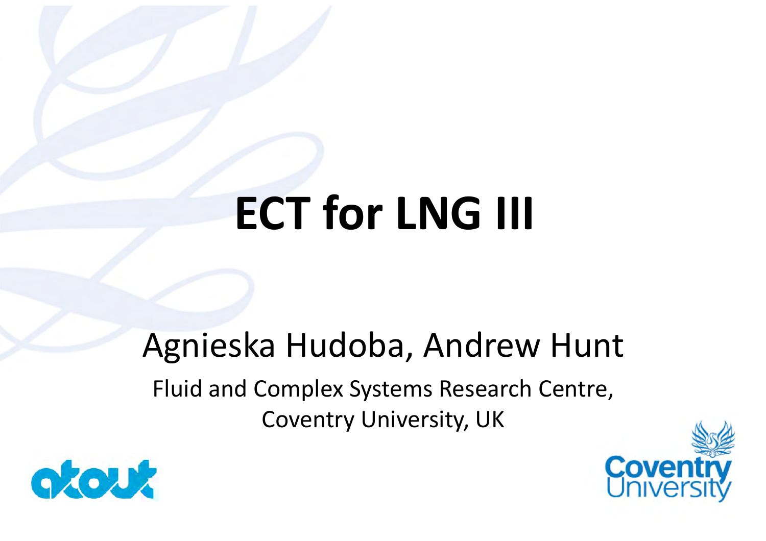# ECT for LNG III

Agnieska Hudoba, Andrew Hunt

Fluid and Complex Systems Research Centre,
Coventry University, UK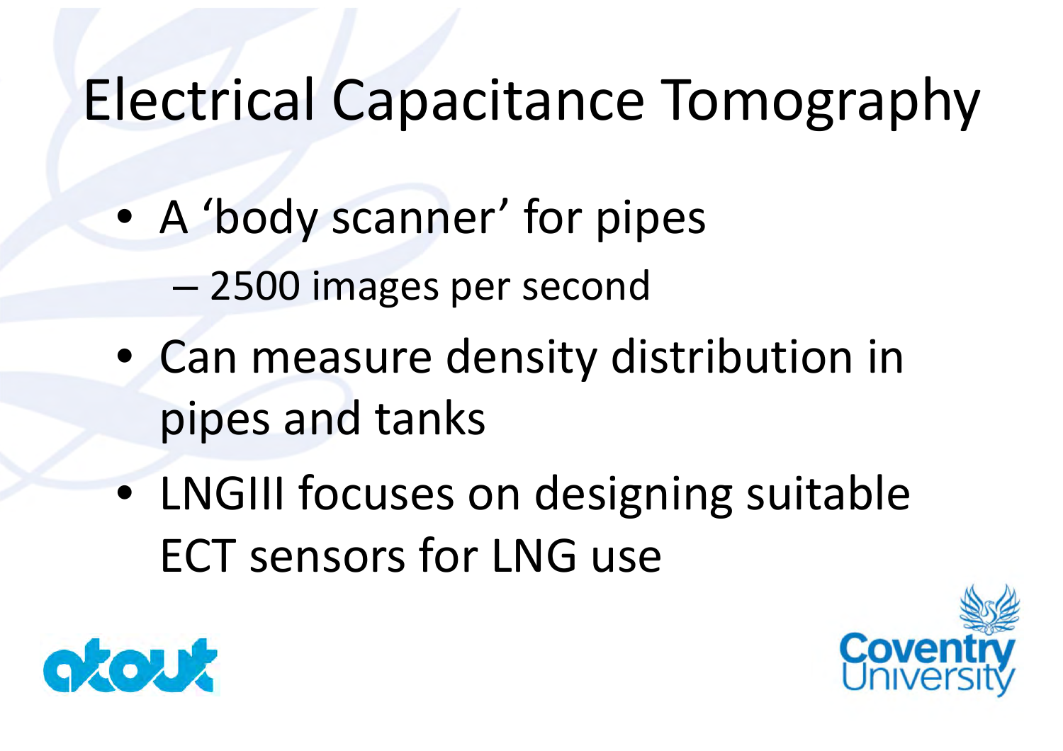# Electrical Capacitance Tomography

- A ‘body scanner’ for pipes
  - 2500 images per second
- Can measure density distribution in pipes and tanks
- LNGIII focuses on designing suitable ECT sensors for LNG use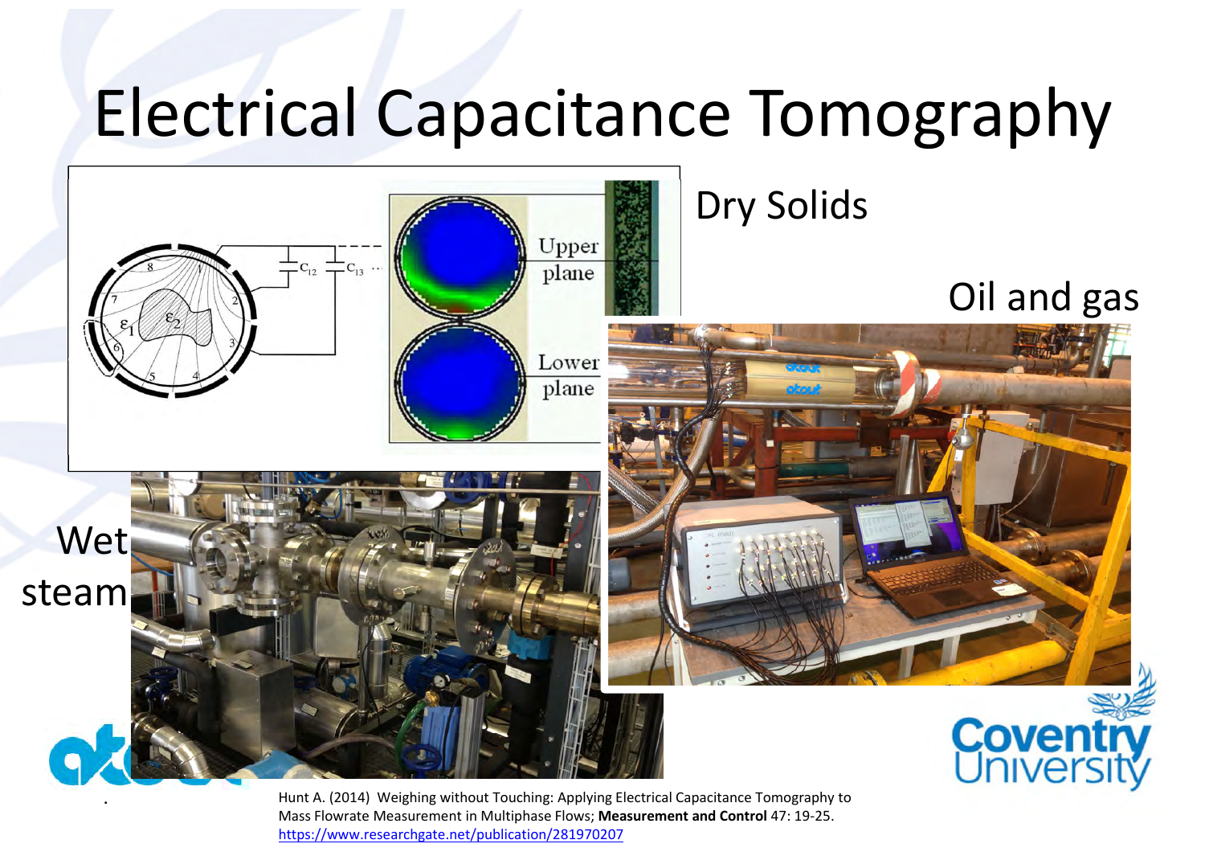# Electrical Capacitance Tomography

Dry Solids

Oil and gas

Wet steam

Hunt A. (2014) Weighing without Touching: Applying Electrical Capacitance Tomography to Mass Flowrate Measurement in Multiphase Flows; **Measurement and Control** 47: 19-25. https://www.researchgate.net/publication/281970207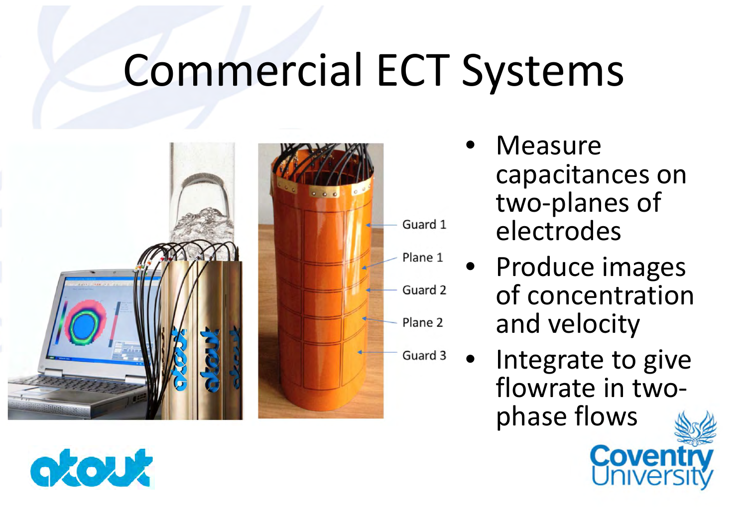# Commercial ECT Systems

Guard 1

Plane 1

Guard 2

Plane 2

Guard 3

- Measure capacitances on two-planes of electrodes
- Produce images of concentration and velocity
- Integrate to give flowrate in two-phase flows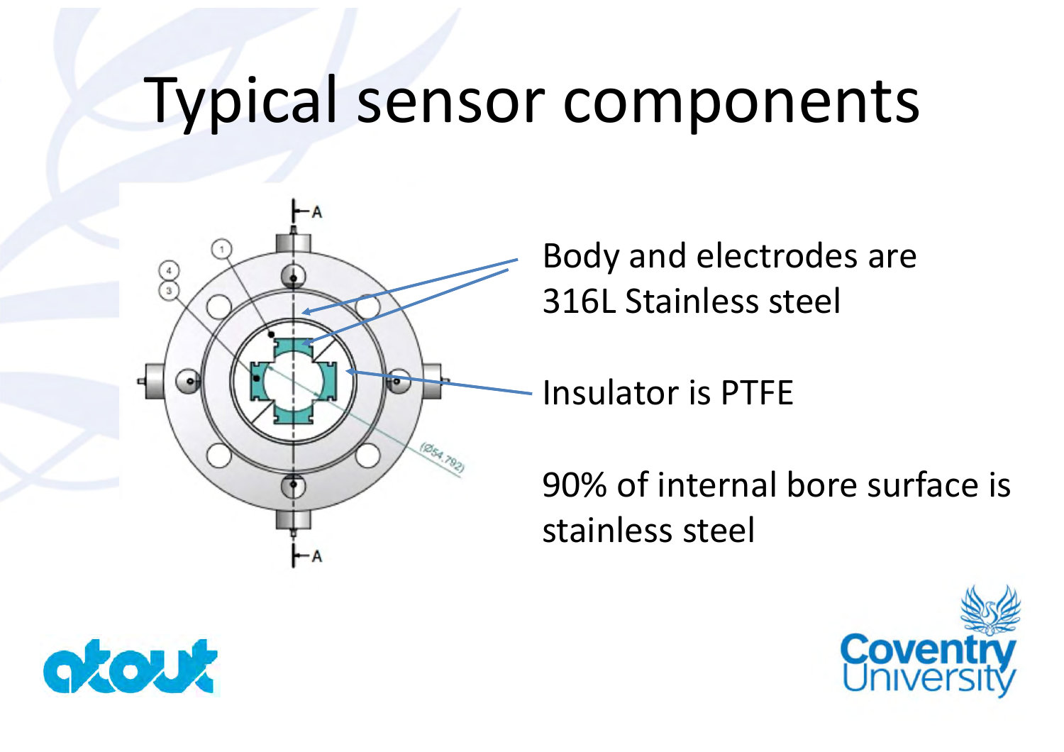# Typical sensor components

Body and electrodes are 316L Stainless steel

Insulator is PTFE

90% of internal bore surface is stainless steel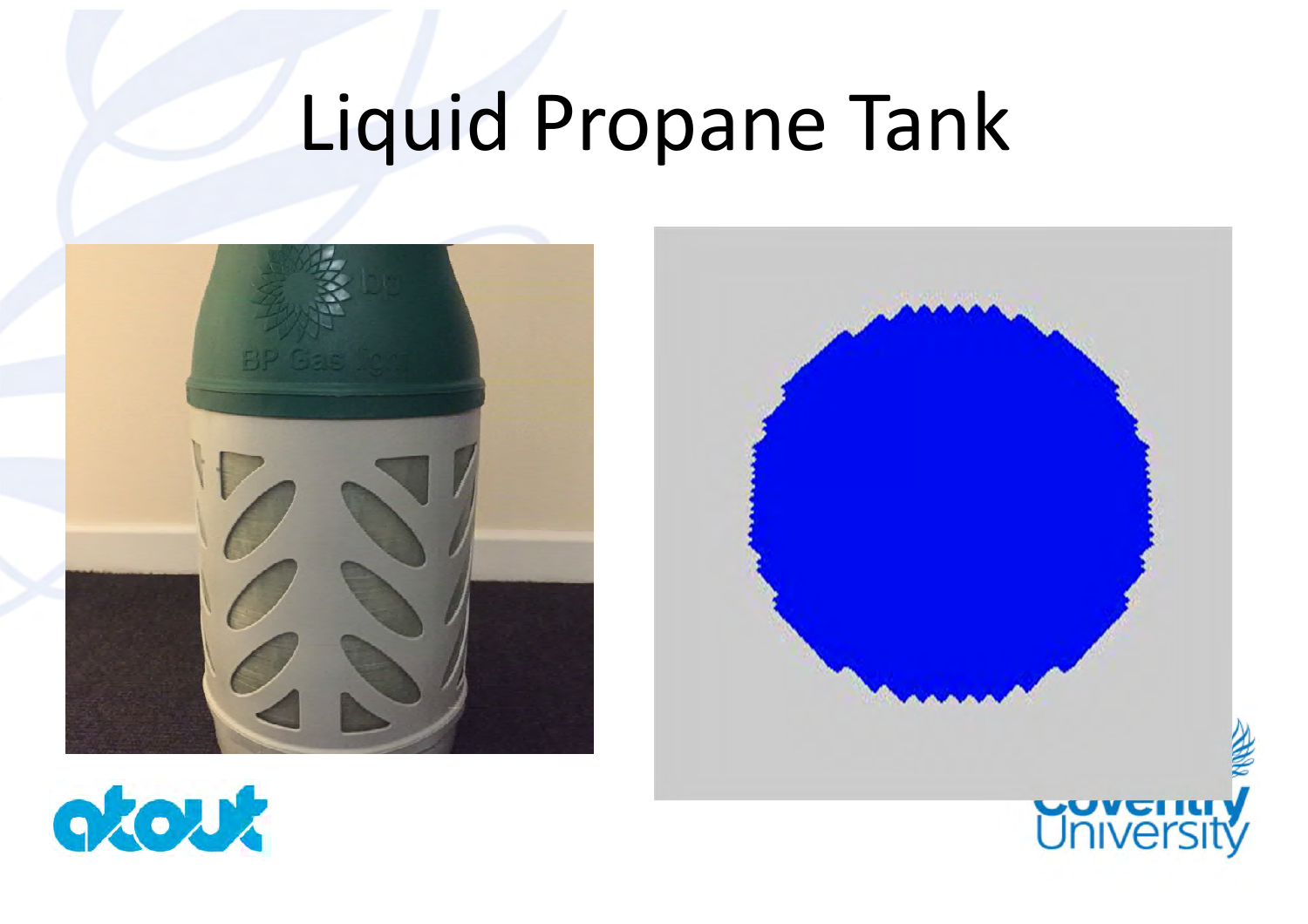# Liquid Propane Tank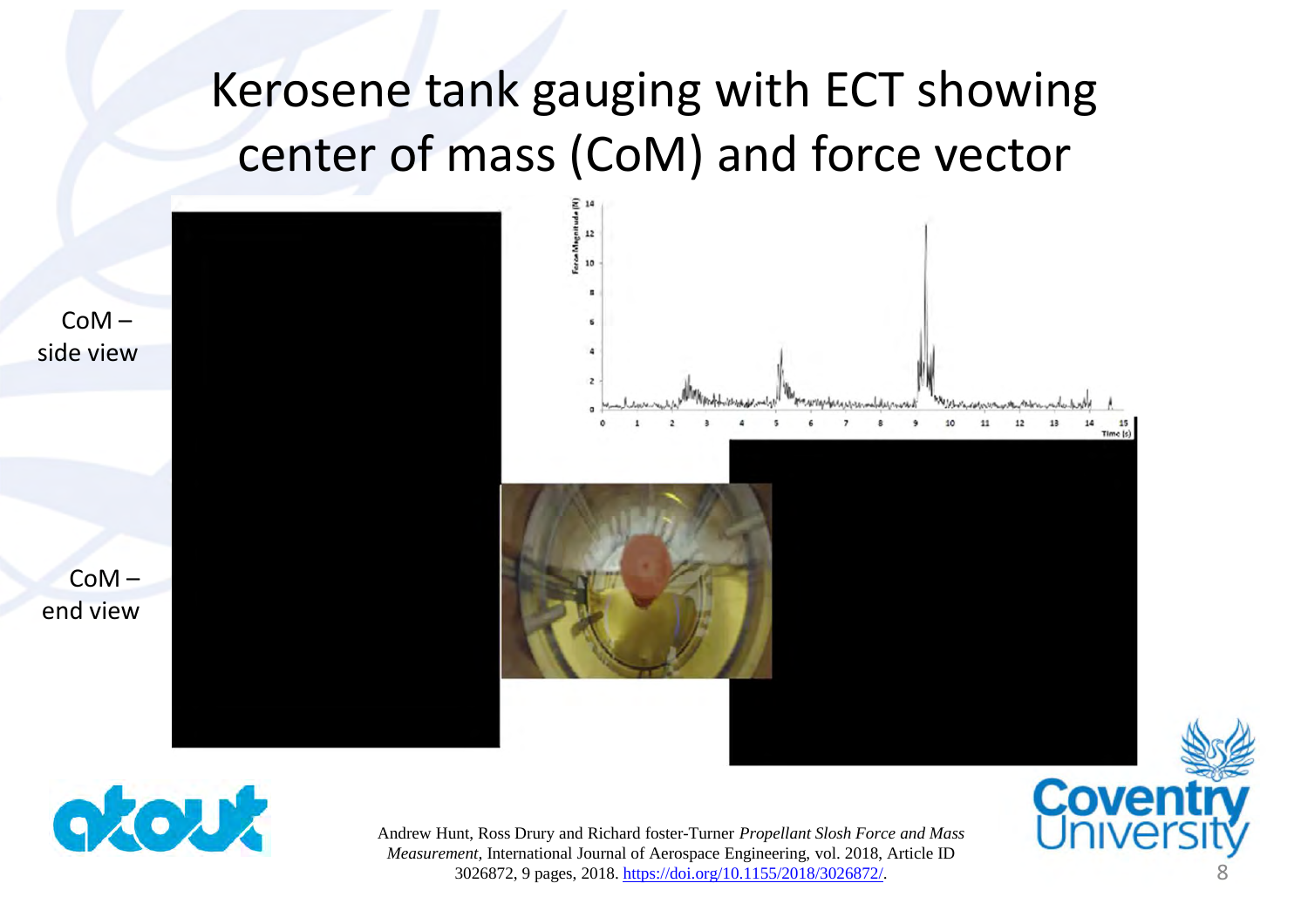# Kerosene tank gauging with ECT showing center of mass (CoM) and force vector

CoM – side view

CoM – end view

Andrew Hunt, Ross Drury and Richard foster-Turner *Propellant Slosh Force and Mass Measurement*, International Journal of Aerospace Engineering, vol. 2018, Article ID 3026872, 9 pages, 2018. https://doi.org/10.1155/2018/3026872/.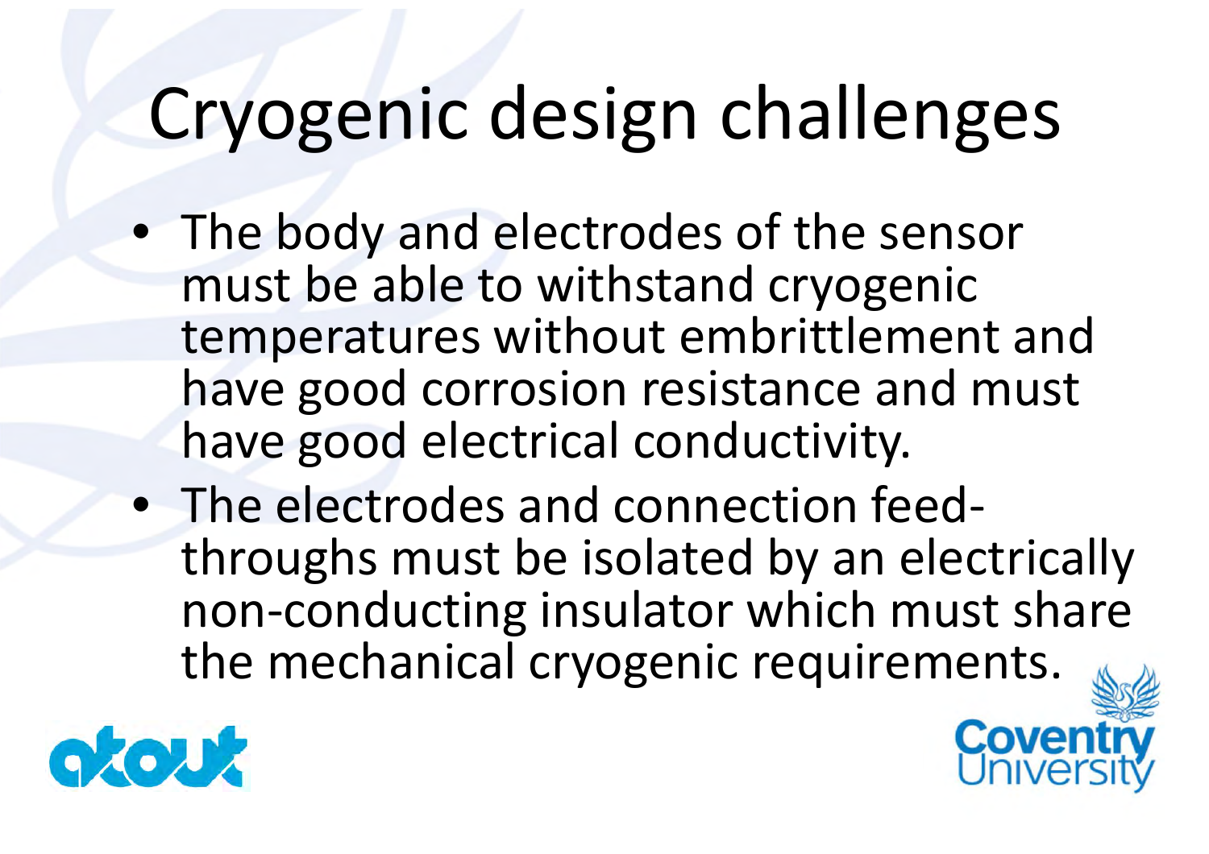# Cryogenic design challenges

- The body and electrodes of the sensor must be able to withstand cryogenic temperatures without embrittlement and have good corrosion resistance and must have good electrical conductivity.
- The electrodes and connection feed-throughs must be isolated by an electrically non-conducting insulator which must share the mechanical cryogenic requirements.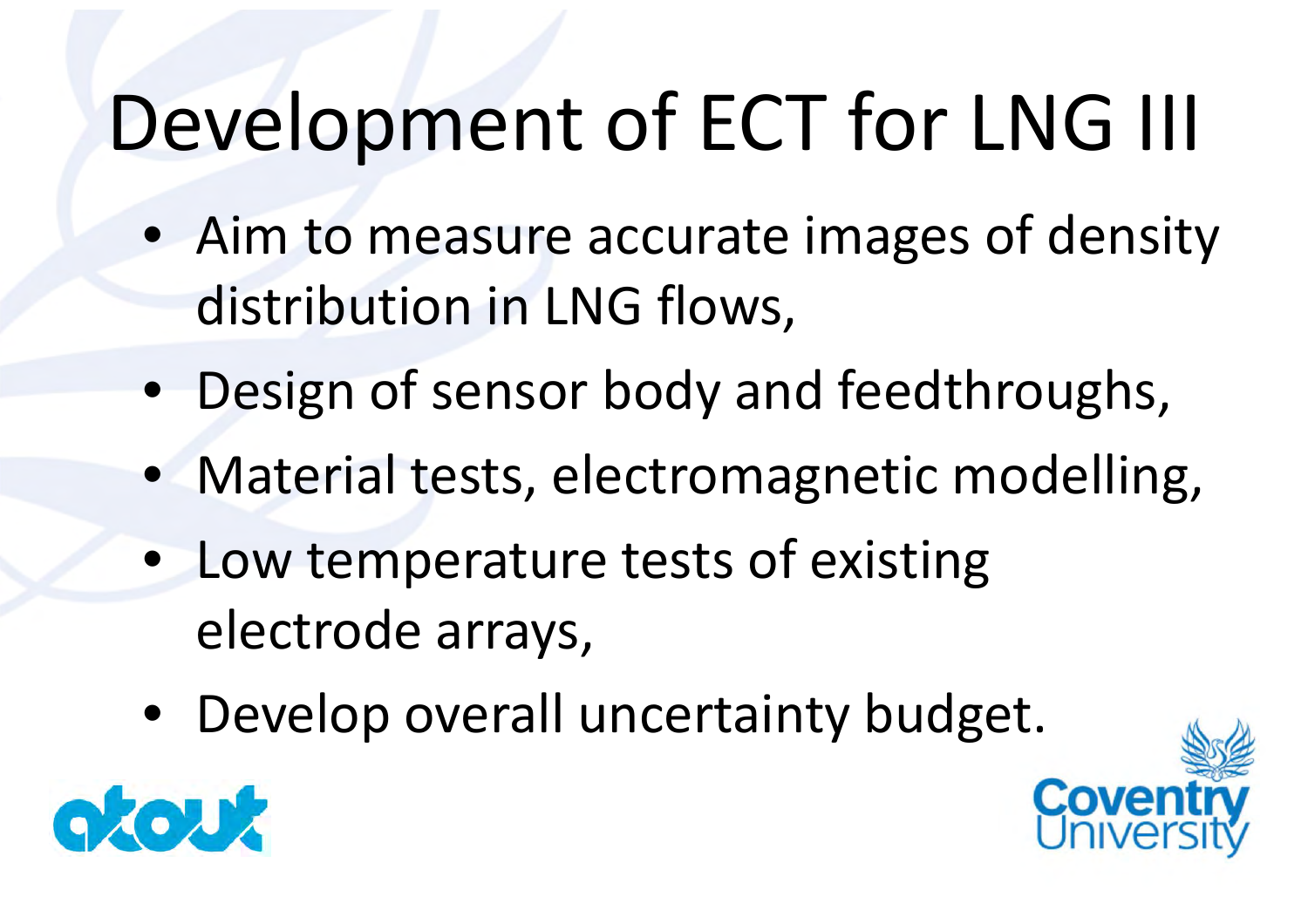# Development of ECT for LNG III

- Aim to measure accurate images of density distribution in LNG flows,
- Design of sensor body and feedthroughs,
- Material tests, electromagnetic modelling,
- Low temperature tests of existing electrode arrays,
- Develop overall uncertainty budget.